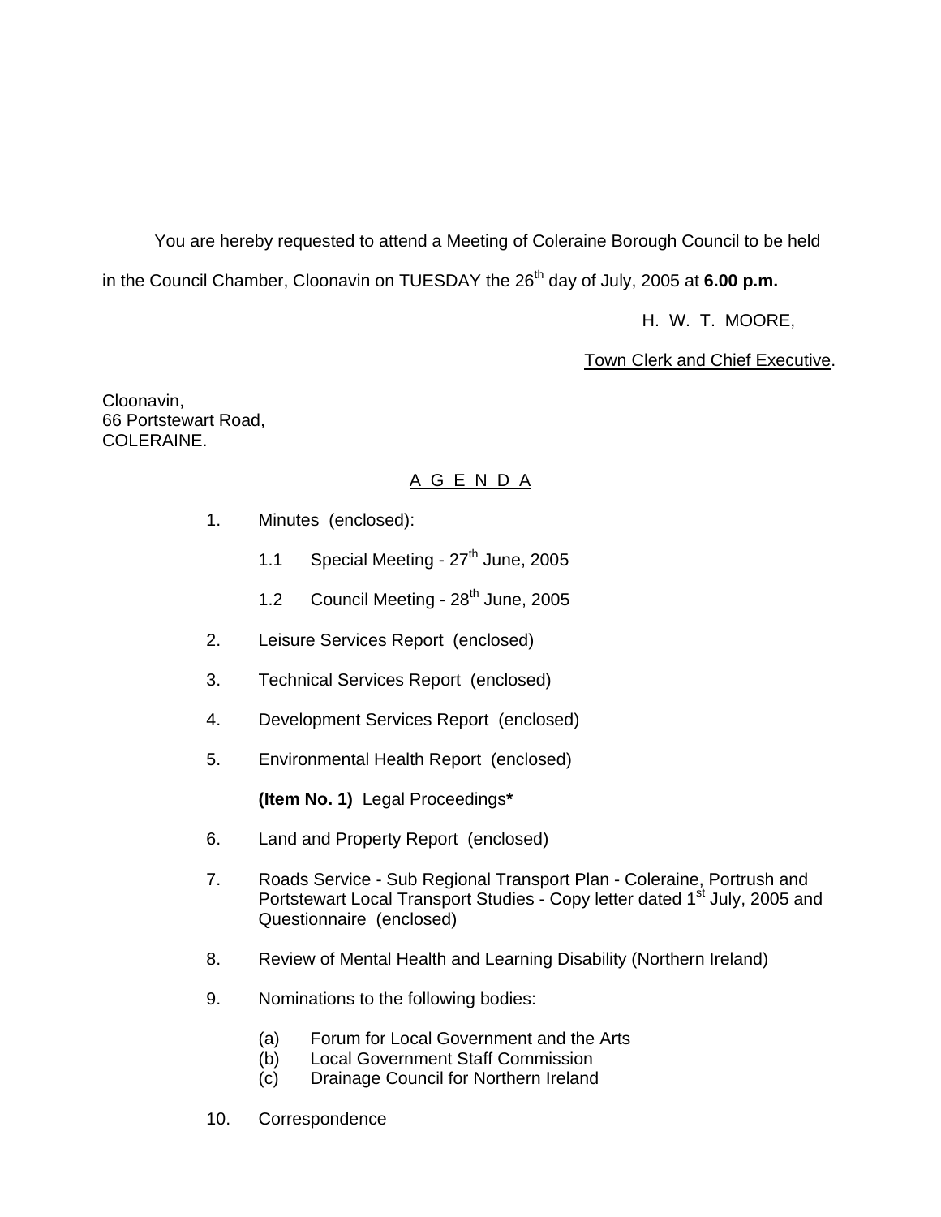You are hereby requested to attend a Meeting of Coleraine Borough Council to be held in the Council Chamber, Cloonavin on TUESDAY the 26th day of July, 2005 at **6.00 p.m.**

H. W. T. MOORE,

Town Clerk and Chief Executive.

Cloonavin,
66 Portstewart Road,
COLERAINE.

## A G E N D A

1. Minutes (enclosed):

   1.1 Special Meeting - 27th June, 2005

   1.2 Council Meeting - 28th June, 2005

2. Leisure Services Report (enclosed)

3. Technical Services Report (enclosed)

4. Development Services Report (enclosed)

5. Environmental Health Report (enclosed)

   **(Item No. 1)** Legal Proceedings**\***

6. Land and Property Report (enclosed)

7. Roads Service - Sub Regional Transport Plan - Coleraine, Portrush and Portstewart Local Transport Studies - Copy letter dated 1st July, 2005 and Questionnaire (enclosed)

8. Review of Mental Health and Learning Disability (Northern Ireland)

9. Nominations to the following bodies:

   (a) Forum for Local Government and the Arts
   (b) Local Government Staff Commission
   (c) Drainage Council for Northern Ireland

10. Correspondence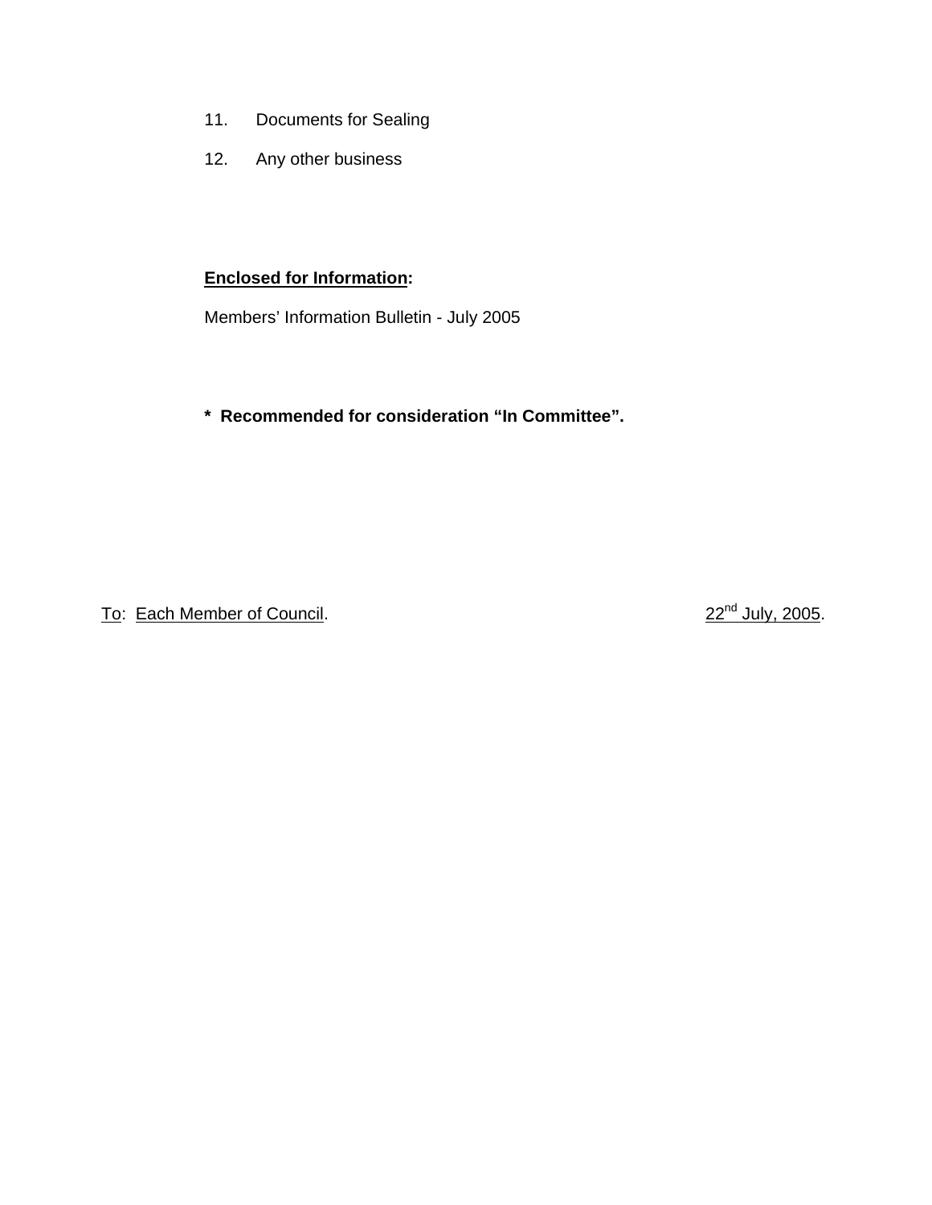11. Documents for Sealing

12. Any other business

**Enclosed for Information:**

Members' Information Bulletin - July 2005

**\* Recommended for consideration "In Committee".**

To: Each Member of Council. 22nd July, 2005.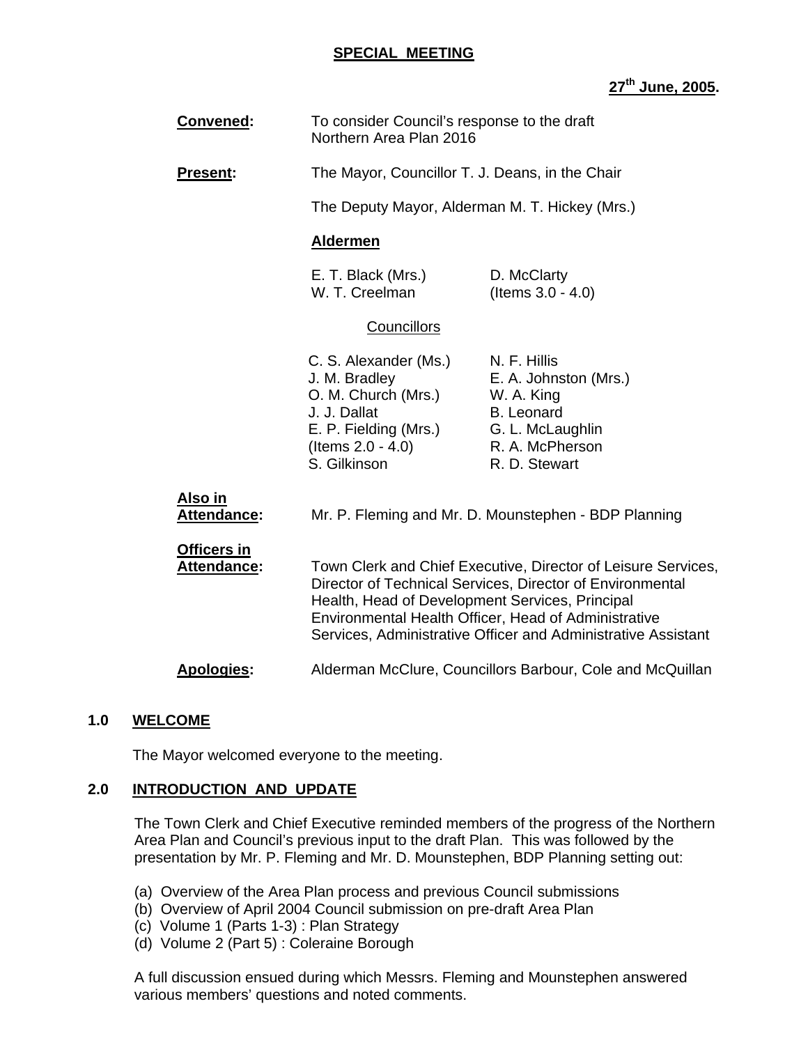**SPECIAL MEETING**

**27th June, 2005.**

| | |
|---|---|
| **Convened:** | To consider Council's response to the draft Northern Area Plan 2016 |
| **Present:** | The Mayor, Councillor T. J. Deans, in the Chair |
| | The Deputy Mayor, Alderman M. T. Hickey (Mrs.) |

**Aldermen**

| | |
|---|---|
| E. T. Black (Mrs.) | D. McClarty |
| W. T. Creelman | (Items 3.0 - 4.0) |

Councillors

| | |
|---|---|
| C. S. Alexander (Ms.) | N. F. Hillis |
| J. M. Bradley | E. A. Johnston (Mrs.) |
| O. M. Church (Mrs.) | W. A. King |
| J. J. Dallat | B. Leonard |
| E. P. Fielding (Mrs.) | G. L. McLaughlin |
| (Items 2.0 - 4.0) | R. A. McPherson |
| S. Gilkinson | R. D. Stewart |

| | |
|---|---|
| **Also in Attendance:** | Mr. P. Fleming and Mr. D. Mounstephen - BDP Planning |
| **Officers in Attendance:** | Town Clerk and Chief Executive, Director of Leisure Services, Director of Technical Services, Director of Environmental Health, Head of Development Services, Principal Environmental Health Officer, Head of Administrative Services, Administrative Officer and Administrative Assistant |
| **Apologies:** | Alderman McClure, Councillors Barbour, Cole and McQuillan |

## 1.0 WELCOME

The Mayor welcomed everyone to the meeting.

## 2.0 INTRODUCTION AND UPDATE

The Town Clerk and Chief Executive reminded members of the progress of the Northern Area Plan and Council's previous input to the draft Plan. This was followed by the presentation by Mr. P. Fleming and Mr. D. Mounstephen, BDP Planning setting out:

(a) Overview of the Area Plan process and previous Council submissions
(b) Overview of April 2004 Council submission on pre-draft Area Plan
(c) Volume 1 (Parts 1-3) : Plan Strategy
(d) Volume 2 (Part 5) : Coleraine Borough

A full discussion ensued during which Messrs. Fleming and Mounstephen answered various members' questions and noted comments.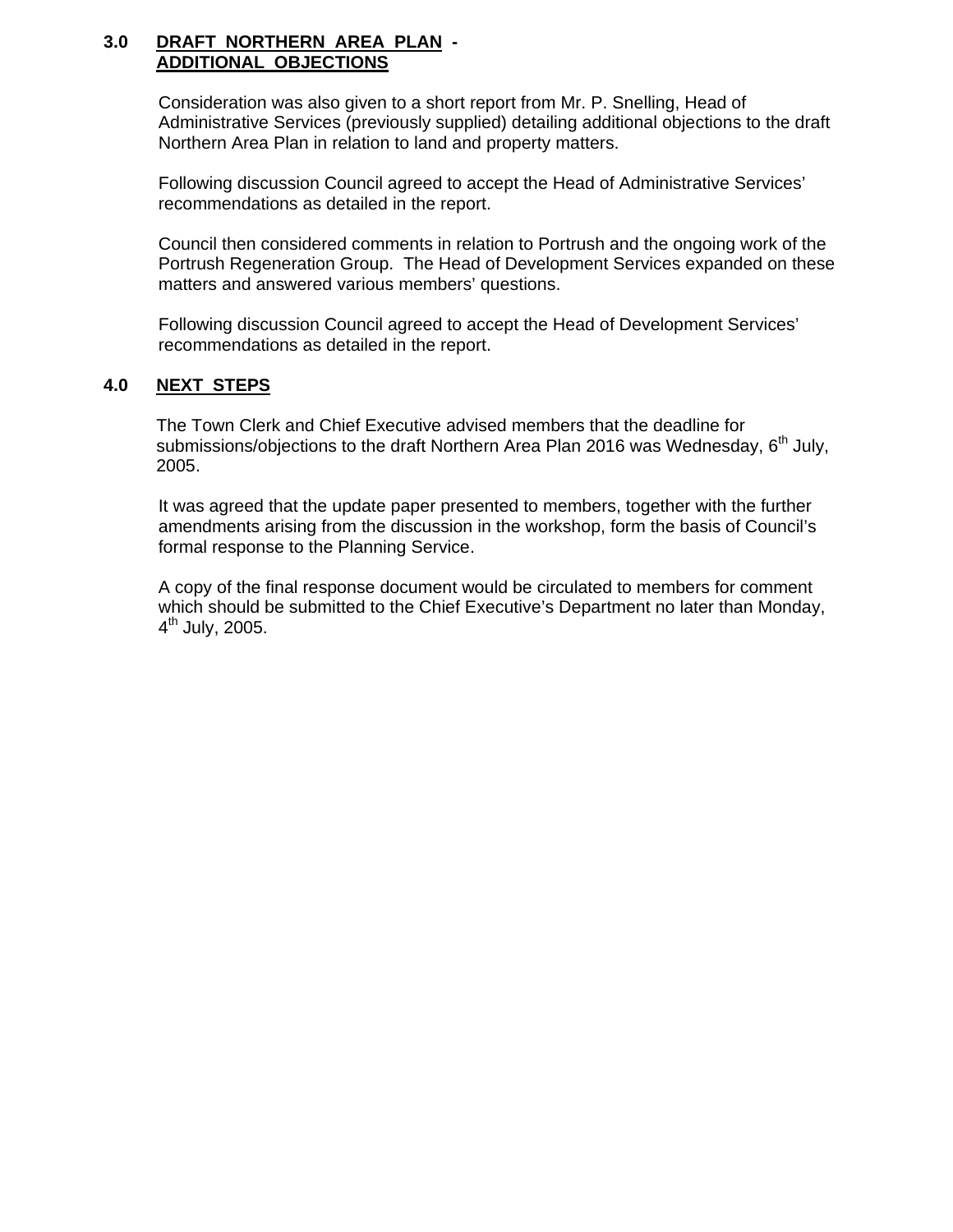## 3.0 DRAFT NORTHERN AREA PLAN - ADDITIONAL OBJECTIONS

Consideration was also given to a short report from Mr. P. Snelling, Head of Administrative Services (previously supplied) detailing additional objections to the draft Northern Area Plan in relation to land and property matters.

Following discussion Council agreed to accept the Head of Administrative Services' recommendations as detailed in the report.

Council then considered comments in relation to Portrush and the ongoing work of the Portrush Regeneration Group. The Head of Development Services expanded on these matters and answered various members' questions.

Following discussion Council agreed to accept the Head of Development Services' recommendations as detailed in the report.

## 4.0 NEXT STEPS

The Town Clerk and Chief Executive advised members that the deadline for submissions/objections to the draft Northern Area Plan 2016 was Wednesday, 6th July, 2005.

It was agreed that the update paper presented to members, together with the further amendments arising from the discussion in the workshop, form the basis of Council's formal response to the Planning Service.

A copy of the final response document would be circulated to members for comment which should be submitted to the Chief Executive's Department no later than Monday, 4th July, 2005.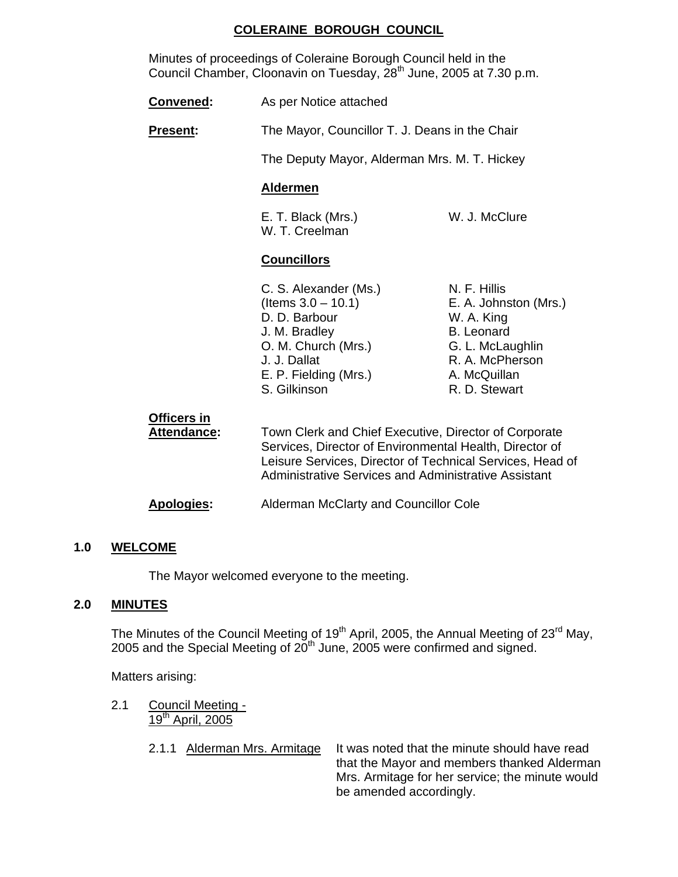**COLERAINE BOROUGH COUNCIL**

Minutes of proceedings of Coleraine Borough Council held in the Council Chamber, Cloonavin on Tuesday, 28th June, 2005 at 7.30 p.m.

**Convened:** As per Notice attached

**Present:** The Mayor, Councillor T. J. Deans in the Chair

The Deputy Mayor, Alderman Mrs. M. T. Hickey

**Aldermen**

E. T. Black (Mrs.)
W. J. McClure
W. T. Creelman

**Councillors**

C. S. Alexander (Ms.) (Items 3.0 – 10.1)
D. D. Barbour
J. M. Bradley
O. M. Church (Mrs.)
J. J. Dallat
E. P. Fielding (Mrs.)
S. Gilkinson
N. F. Hillis
E. A. Johnston (Mrs.)
W. A. King
B. Leonard
G. L. McLaughlin
R. A. McPherson
A. McQuillan
R. D. Stewart

**Officers in Attendance:** Town Clerk and Chief Executive, Director of Corporate Services, Director of Environmental Health, Director of Leisure Services, Director of Technical Services, Head of Administrative Services and Administrative Assistant

**Apologies:** Alderman McClarty and Councillor Cole

## 1.0 WELCOME

The Mayor welcomed everyone to the meeting.

## 2.0 MINUTES

The Minutes of the Council Meeting of 19th April, 2005, the Annual Meeting of 23rd May, 2005 and the Special Meeting of 20th June, 2005 were confirmed and signed.

Matters arising:

2.1 Council Meeting - 19th April, 2005

2.1.1 Alderman Mrs. Armitage: It was noted that the minute should have read that the Mayor and members thanked Alderman Mrs. Armitage for her service; the minute would be amended accordingly.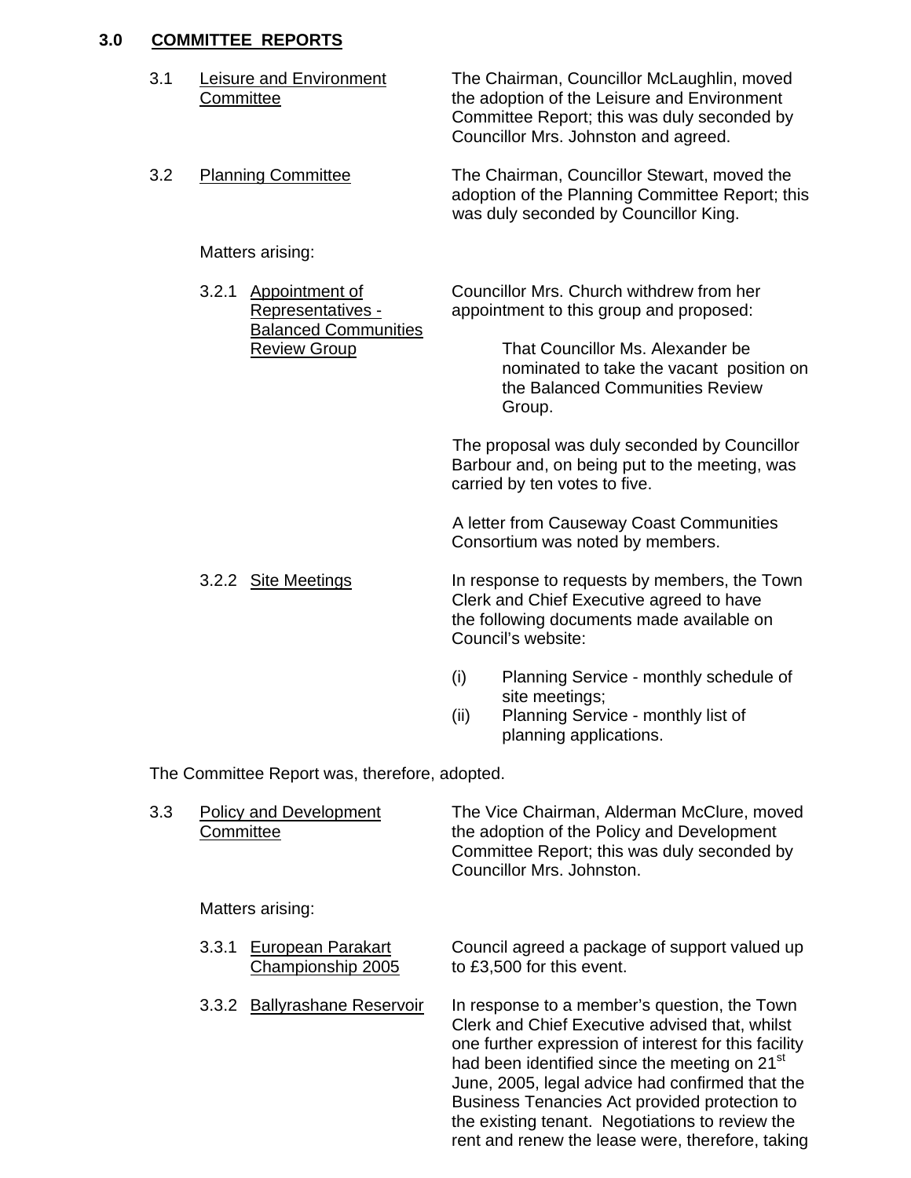## 3.0 COMMITTEE REPORTS

3.1 Leisure and Environment Committee

The Chairman, Councillor McLaughlin, moved the adoption of the Leisure and Environment Committee Report; this was duly seconded by Councillor Mrs. Johnston and agreed.

3.2 Planning Committee

The Chairman, Councillor Stewart, moved the adoption of the Planning Committee Report; this was duly seconded by Councillor King.

Matters arising:

3.2.1 Appointment of Representatives - Balanced Communities Review Group

Councillor Mrs. Church withdrew from her appointment to this group and proposed:

> That Councillor Ms. Alexander be nominated to take the vacant position on the Balanced Communities Review Group.

The proposal was duly seconded by Councillor Barbour and, on being put to the meeting, was carried by ten votes to five.

A letter from Causeway Coast Communities Consortium was noted by members.

3.2.2 Site Meetings

In response to requests by members, the Town Clerk and Chief Executive agreed to have the following documents made available on Council's website:

(i) Planning Service - monthly schedule of site meetings;
(ii) Planning Service - monthly list of planning applications.

The Committee Report was, therefore, adopted.

3.3 Policy and Development Committee

The Vice Chairman, Alderman McClure, moved the adoption of the Policy and Development Committee Report; this was duly seconded by Councillor Mrs. Johnston.

Matters arising:

3.3.1 European Parakart Championship 2005

Council agreed a package of support valued up to £3,500 for this event.

3.3.2 Ballyrashane Reservoir

In response to a member's question, the Town Clerk and Chief Executive advised that, whilst one further expression of interest for this facility had been identified since the meeting on 21st June, 2005, legal advice had confirmed that the Business Tenancies Act provided protection to the existing tenant. Negotiations to review the rent and renew the lease were, therefore, taking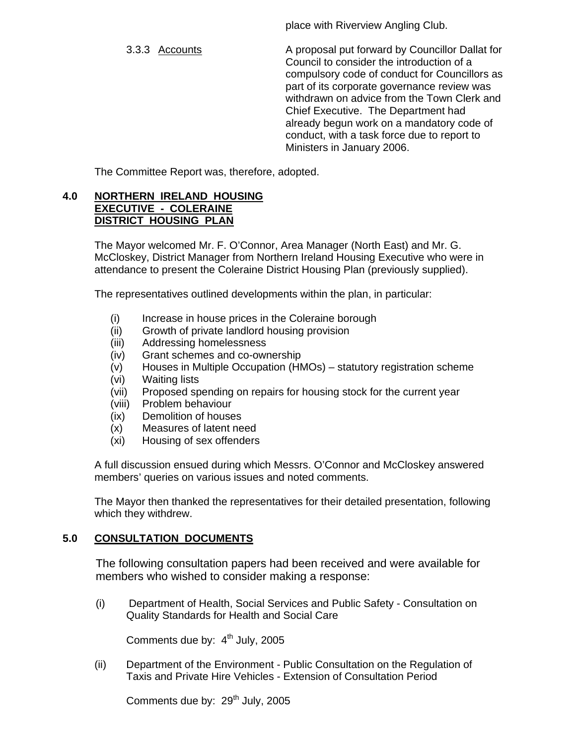place with Riverview Angling Club.

3.3.3 Accounts

A proposal put forward by Councillor Dallat for Council to consider the introduction of a compulsory code of conduct for Councillors as part of its corporate governance review was withdrawn on advice from the Town Clerk and Chief Executive. The Department had already begun work on a mandatory code of conduct, with a task force due to report to Ministers in January 2006.

The Committee Report was, therefore, adopted.

## 4.0 NORTHERN IRELAND HOUSING EXECUTIVE - COLERAINE DISTRICT HOUSING PLAN

The Mayor welcomed Mr. F. O'Connor, Area Manager (North East) and Mr. G. McCloskey, District Manager from Northern Ireland Housing Executive who were in attendance to present the Coleraine District Housing Plan (previously supplied).

The representatives outlined developments within the plan, in particular:

(i) Increase in house prices in the Coleraine borough
(ii) Growth of private landlord housing provision
(iii) Addressing homelessness
(iv) Grant schemes and co-ownership
(v) Houses in Multiple Occupation (HMOs) – statutory registration scheme
(vi) Waiting lists
(vii) Proposed spending on repairs for housing stock for the current year
(viii) Problem behaviour
(ix) Demolition of houses
(x) Measures of latent need
(xi) Housing of sex offenders

A full discussion ensued during which Messrs. O'Connor and McCloskey answered members' queries on various issues and noted comments.

The Mayor then thanked the representatives for their detailed presentation, following which they withdrew.

## 5.0 CONSULTATION DOCUMENTS

The following consultation papers had been received and were available for members who wished to consider making a response:

(i) Department of Health, Social Services and Public Safety - Consultation on Quality Standards for Health and Social Care

Comments due by: 4th July, 2005

(ii) Department of the Environment - Public Consultation on the Regulation of Taxis and Private Hire Vehicles - Extension of Consultation Period

Comments due by: 29th July, 2005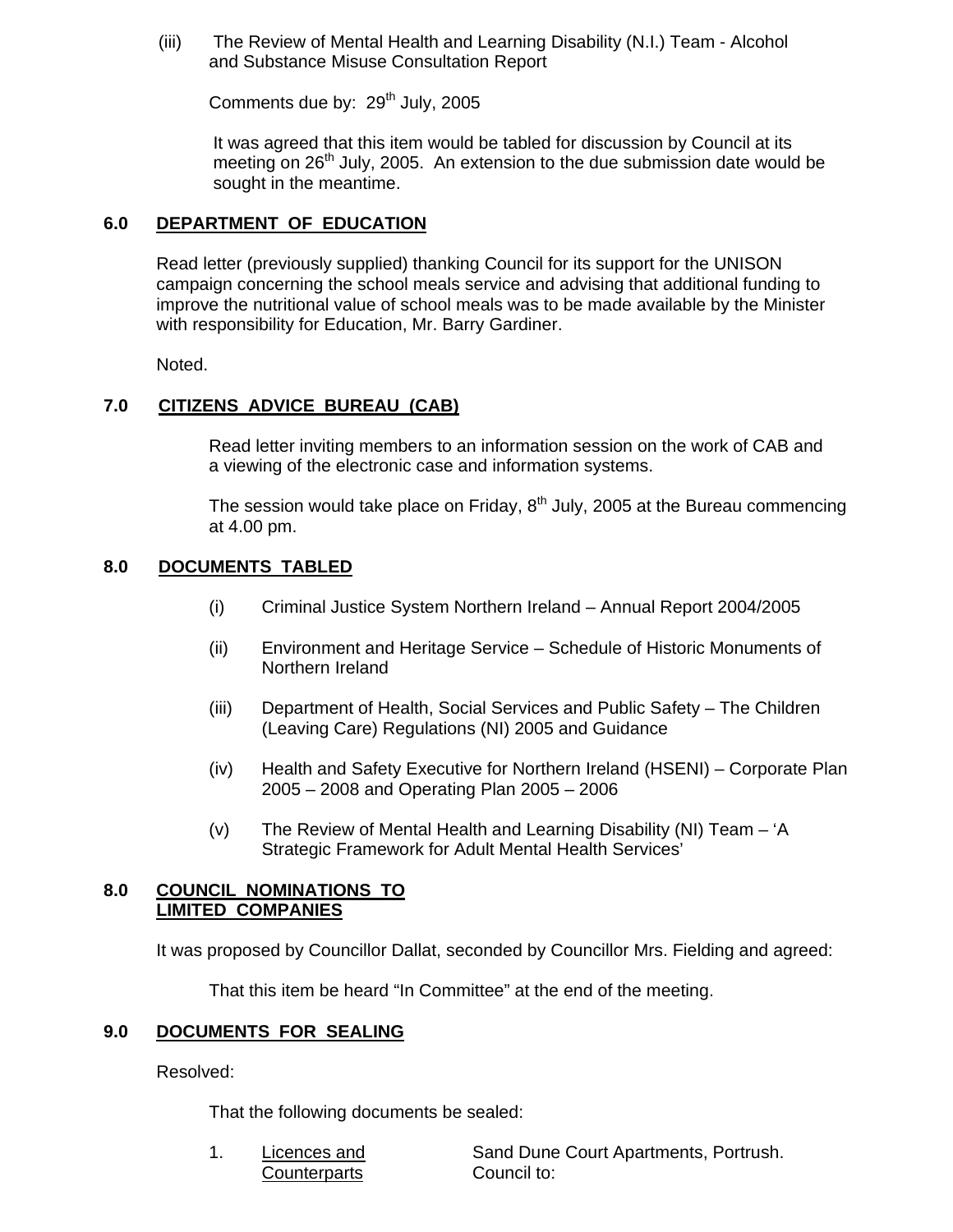(iii) The Review of Mental Health and Learning Disability (N.I.) Team - Alcohol and Substance Misuse Consultation Report

Comments due by: 29th July, 2005

It was agreed that this item would be tabled for discussion by Council at its meeting on 26th July, 2005. An extension to the due submission date would be sought in the meantime.

## 6.0 DEPARTMENT OF EDUCATION

Read letter (previously supplied) thanking Council for its support for the UNISON campaign concerning the school meals service and advising that additional funding to improve the nutritional value of school meals was to be made available by the Minister with responsibility for Education, Mr. Barry Gardiner.

Noted.

## 7.0 CITIZENS ADVICE BUREAU (CAB)

Read letter inviting members to an information session on the work of CAB and a viewing of the electronic case and information systems.

The session would take place on Friday, 8th July, 2005 at the Bureau commencing at 4.00 pm.

## 8.0 DOCUMENTS TABLED

(i) Criminal Justice System Northern Ireland – Annual Report 2004/2005

(ii) Environment and Heritage Service – Schedule of Historic Monuments of Northern Ireland

(iii) Department of Health, Social Services and Public Safety – The Children (Leaving Care) Regulations (NI) 2005 and Guidance

(iv) Health and Safety Executive for Northern Ireland (HSENI) – Corporate Plan 2005 – 2008 and Operating Plan 2005 – 2006

(v) The Review of Mental Health and Learning Disability (NI) Team – 'A Strategic Framework for Adult Mental Health Services'

## 8.0 COUNCIL NOMINATIONS TO LIMITED COMPANIES

It was proposed by Councillor Dallat, seconded by Councillor Mrs. Fielding and agreed:

That this item be heard "In Committee" at the end of the meeting.

## 9.0 DOCUMENTS FOR SEALING

Resolved:

That the following documents be sealed:

1. Licences and Counterparts — Sand Dune Court Apartments, Portrush. Council to: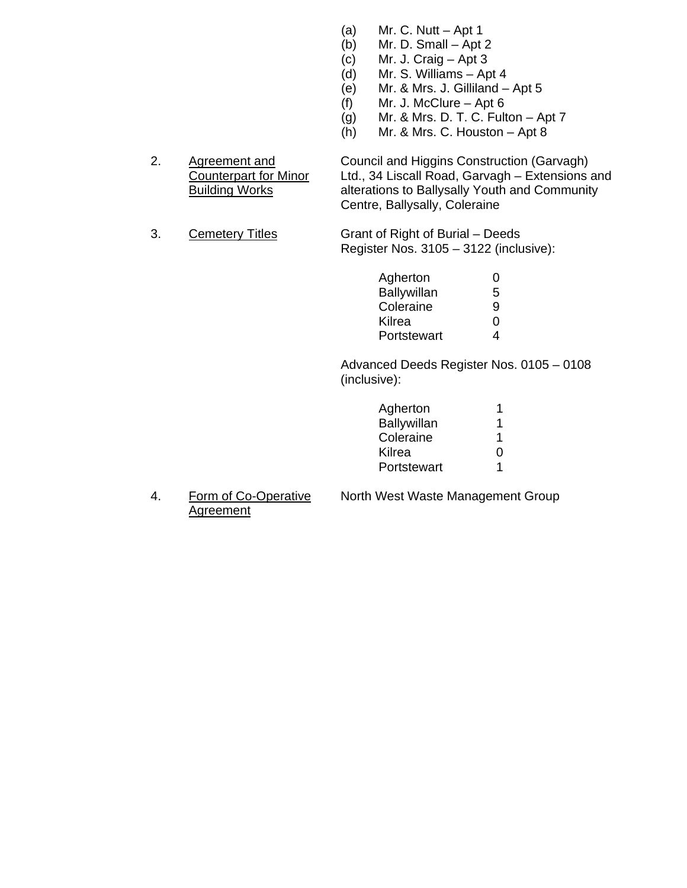(a) Mr. C. Nutt – Apt 1
(b) Mr. D. Small – Apt 2
(c) Mr. J. Craig – Apt 3
(d) Mr. S. Williams – Apt 4
(e) Mr. & Mrs. J. Gilliland – Apt 5
(f) Mr. J. McClure – Apt 6
(g) Mr. & Mrs. D. T. C. Fulton – Apt 7
(h) Mr. & Mrs. C. Houston – Apt 8

2. Agreement and Counterpart for Minor Building Works — Council and Higgins Construction (Garvagh) Ltd., 34 Liscall Road, Garvagh – Extensions and alterations to Ballysally Youth and Community Centre, Ballysally, Coleraine

3. Cemetery Titles — Grant of Right of Burial – Deeds Register Nos. 3105 – 3122 (inclusive):

| | |
|---|---|
| Agherton | 0 |
| Ballywillan | 5 |
| Coleraine | 9 |
| Kilrea | 0 |
| Portstewart | 4 |

Advanced Deeds Register Nos. 0105 – 0108 (inclusive):

| | |
|---|---|
| Agherton | 1 |
| Ballywillan | 1 |
| Coleraine | 1 |
| Kilrea | 0 |
| Portstewart | 1 |

4. Form of Co-Operative Agreement — North West Waste Management Group